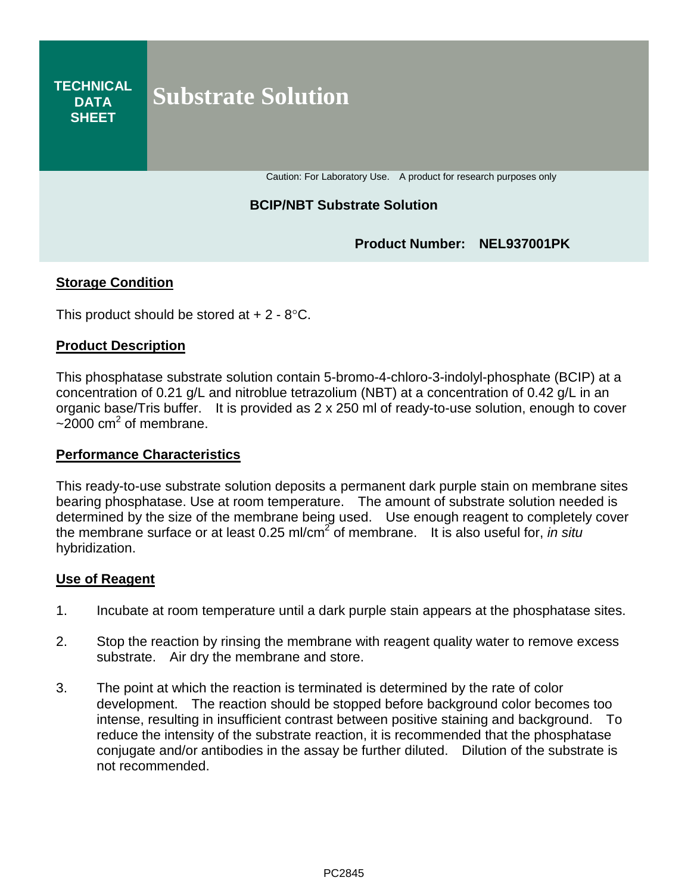TECHNICAL DATA SHEET

# Substrate Solution

Caution: For Laboratory Use. A product for research purposes only

**BCIP/NBT Substrate Solution**

**Product Number: NEL937001PK**

## Storage Condition

This product should be stored at + 2 - 8°C.

## Product Description

This phosphatase substrate solution contain 5-bromo-4-chloro-3-indolyl-phosphate (BCIP) at a concentration of 0.21 g/L and nitroblue tetrazolium (NBT) at a concentration of 0.42 g/L in an organic base/Tris buffer. It is provided as 2 x 250 ml of ready-to-use solution, enough to cover ~2000 $cm^2$ of membrane.

## Performance Characteristics

This ready-to-use substrate solution deposits a permanent dark purple stain on membrane sites bearing phosphatase. Use at room temperature. The amount of substrate solution needed is determined by the size of the membrane being used. Use enough reagent to completely cover the membrane surface or at least 0.25 ml/$cm^2$ of membrane. It is also useful for, *in situ* hybridization.

## Use of Reagent

1. Incubate at room temperature until a dark purple stain appears at the phosphatase sites.
2. Stop the reaction by rinsing the membrane with reagent quality water to remove excess substrate. Air dry the membrane and store.
3. The point at which the reaction is terminated is determined by the rate of color development. The reaction should be stopped before background color becomes too intense, resulting in insufficient contrast between positive staining and background. To reduce the intensity of the substrate reaction, it is recommended that the phosphatase conjugate and/or antibodies in the assay be further diluted. Dilution of the substrate is not recommended.

PC2845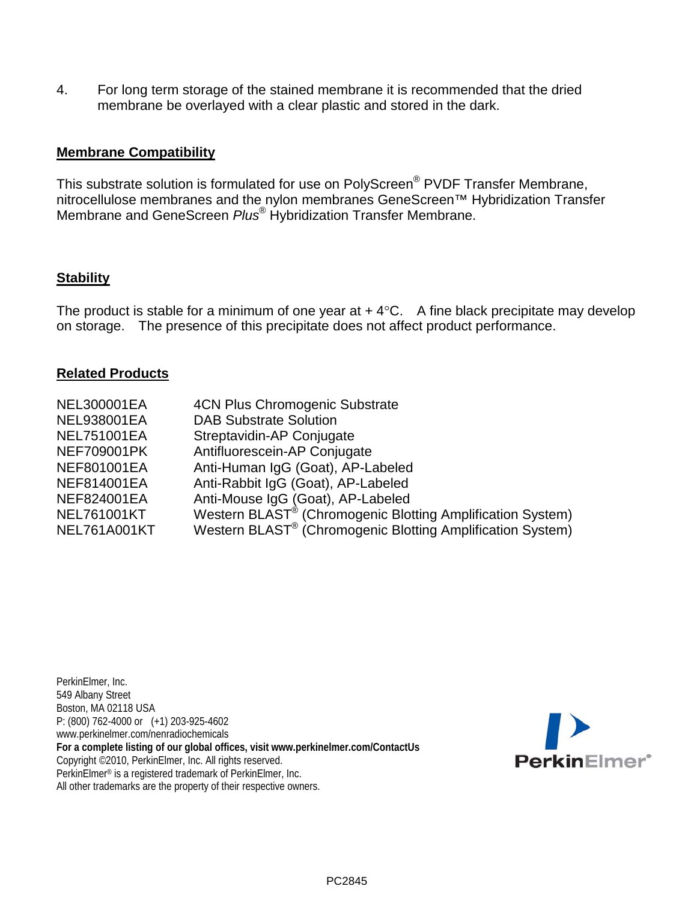4. For long term storage of the stained membrane it is recommended that the dried membrane be overlayed with a clear plastic and stored in the dark.

## Membrane Compatibility

This substrate solution is formulated for use on PolyScreen® PVDF Transfer Membrane, nitrocellulose membranes and the nylon membranes GeneScreen™ Hybridization Transfer Membrane and GeneScreen *Plus*® Hybridization Transfer Membrane.

## Stability

The product is stable for a minimum of one year at + 4°C. A fine black precipitate may develop on storage. The presence of this precipitate does not affect product performance.

## Related Products

| | |
|---|---|
| NEL300001EA | 4CN Plus Chromogenic Substrate |
| NEL938001EA | DAB Substrate Solution |
| NEL751001EA | Streptavidin-AP Conjugate |
| NEF709001PK | Antifluorescein-AP Conjugate |
| NEF801001EA | Anti-Human IgG (Goat), AP-Labeled |
| NEF814001EA | Anti-Rabbit IgG (Goat), AP-Labeled |
| NEF824001EA | Anti-Mouse IgG (Goat), AP-Labeled |
| NEL761001KT | Western BLAST® (Chromogenic Blotting Amplification System) |
| NEL761A001KT | Western BLAST® (Chromogenic Blotting Amplification System) |

PerkinElmer, Inc.
549 Albany Street
Boston, MA 02118 USA
P: (800) 762-4000 or (+1) 203-925-4602
www.perkinelmer.com/nenradiochemicals
**For a complete listing of our global offices, visit www.perkinelmer.com/ContactUs**
Copyright ©2010, PerkinElmer, Inc. All rights reserved.
PerkinElmer® is a registered trademark of PerkinElmer, Inc.
All other trademarks are the property of their respective owners.

PerkinElmer®

PC2845